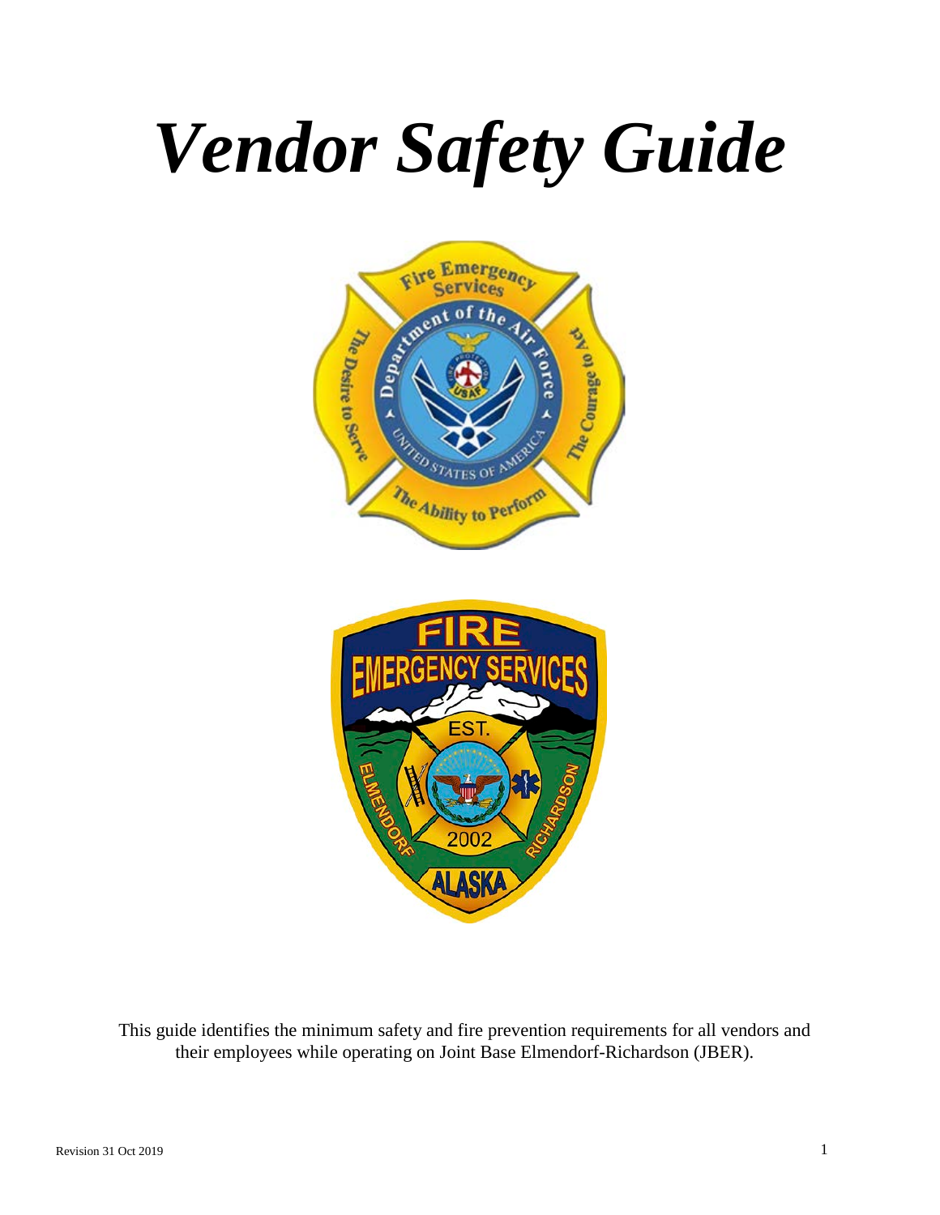# *Vendor Safety Guide*

This guide identifies the minimum safety and fire prevention requirements for all vendors and their employees while operating on Joint Base Elmendorf-Richardson (JBER).

Revision 31 Oct 2019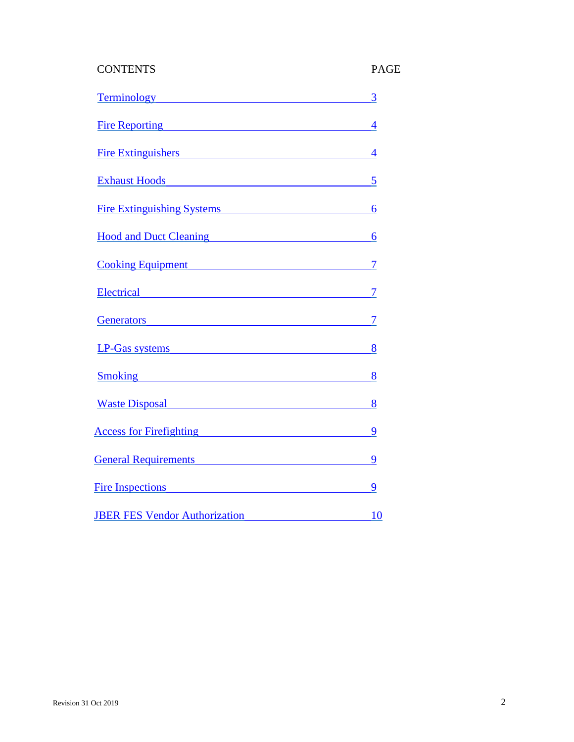| CONTENTS | PAGE |
| --- | --- |
| Terminology | 3 |
| Fire Reporting | 4 |
| Fire Extinguishers | 4 |
| Exhaust Hoods | 5 |
| Fire Extinguishing Systems | 6 |
| Hood and Duct Cleaning | 6 |
| Cooking Equipment | 7 |
| Electrical | 7 |
| Generators | 7 |
| LP-Gas systems | 8 |
| Smoking | 8 |
| Waste Disposal | 8 |
| Access for Firefighting | 9 |
| General Requirements | 9 |
| Fire Inspections | 9 |
| JBER FES Vendor Authorization | 10 |

Revision 31 Oct 2019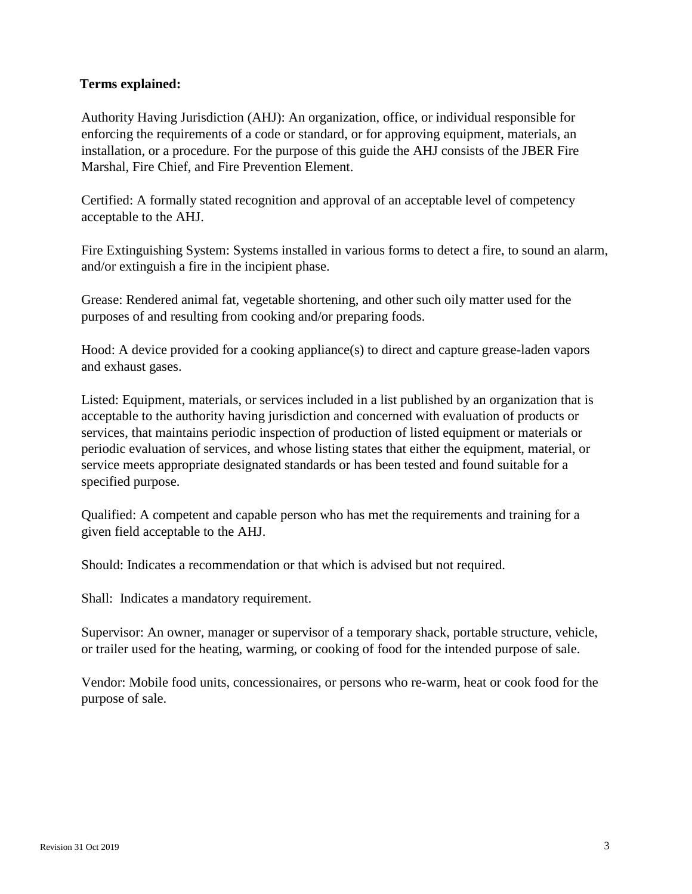**Terms explained:**

Authority Having Jurisdiction (AHJ): An organization, office, or individual responsible for enforcing the requirements of a code or standard, or for approving equipment, materials, an installation, or a procedure. For the purpose of this guide the AHJ consists of the JBER Fire Marshal, Fire Chief, and Fire Prevention Element.

Certified: A formally stated recognition and approval of an acceptable level of competency acceptable to the AHJ.

Fire Extinguishing System: Systems installed in various forms to detect a fire, to sound an alarm, and/or extinguish a fire in the incipient phase.

Grease: Rendered animal fat, vegetable shortening, and other such oily matter used for the purposes of and resulting from cooking and/or preparing foods.

Hood: A device provided for a cooking appliance(s) to direct and capture grease-laden vapors and exhaust gases.

Listed: Equipment, materials, or services included in a list published by an organization that is acceptable to the authority having jurisdiction and concerned with evaluation of products or services, that maintains periodic inspection of production of listed equipment or materials or periodic evaluation of services, and whose listing states that either the equipment, material, or service meets appropriate designated standards or has been tested and found suitable for a specified purpose.

Qualified: A competent and capable person who has met the requirements and training for a given field acceptable to the AHJ.

Should: Indicates a recommendation or that which is advised but not required.

Shall: Indicates a mandatory requirement.

Supervisor: An owner, manager or supervisor of a temporary shack, portable structure, vehicle, or trailer used for the heating, warming, or cooking of food for the intended purpose of sale.

Vendor: Mobile food units, concessionaires, or persons who re-warm, heat or cook food for the purpose of sale.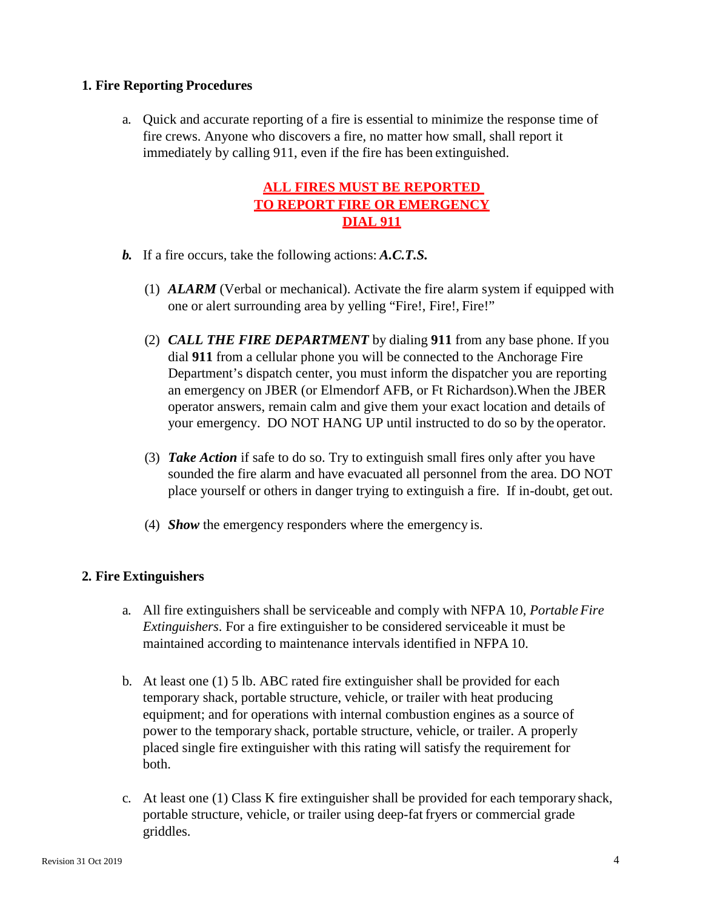## 1. Fire Reporting Procedures

a. Quick and accurate reporting of a fire is essential to minimize the response time of fire crews. Anyone who discovers a fire, no matter how small, shall report it immediately by calling 911, even if the fire has been extinguished.

**ALL FIRES MUST BE REPORTED**
**TO REPORT FIRE OR EMERGENCY**
**DIAL 911**

***b.*** If a fire occurs, take the following actions: ***A.C.T.S.***

(1) ***ALARM*** (Verbal or mechanical). Activate the fire alarm system if equipped with one or alert surrounding area by yelling "Fire!, Fire!, Fire!"

(2) ***CALL THE FIRE DEPARTMENT*** by dialing **911** from any base phone. If you dial **911** from a cellular phone you will be connected to the Anchorage Fire Department's dispatch center, you must inform the dispatcher you are reporting an emergency on JBER (or Elmendorf AFB, or Ft Richardson).When the JBER operator answers, remain calm and give them your exact location and details of your emergency. DO NOT HANG UP until instructed to do so by the operator.

(3) ***Take Action*** if safe to do so. Try to extinguish small fires only after you have sounded the fire alarm and have evacuated all personnel from the area. DO NOT place yourself or others in danger trying to extinguish a fire. If in-doubt, get out.

(4) ***Show*** the emergency responders where the emergency is.

## 2. Fire Extinguishers

a. All fire extinguishers shall be serviceable and comply with NFPA 10, *Portable Fire Extinguishers*. For a fire extinguisher to be considered serviceable it must be maintained according to maintenance intervals identified in NFPA 10.

b. At least one (1) 5 lb. ABC rated fire extinguisher shall be provided for each temporary shack, portable structure, vehicle, or trailer with heat producing equipment; and for operations with internal combustion engines as a source of power to the temporary shack, portable structure, vehicle, or trailer. A properly placed single fire extinguisher with this rating will satisfy the requirement for both.

c. At least one (1) Class K fire extinguisher shall be provided for each temporary shack, portable structure, vehicle, or trailer using deep-fat fryers or commercial grade griddles.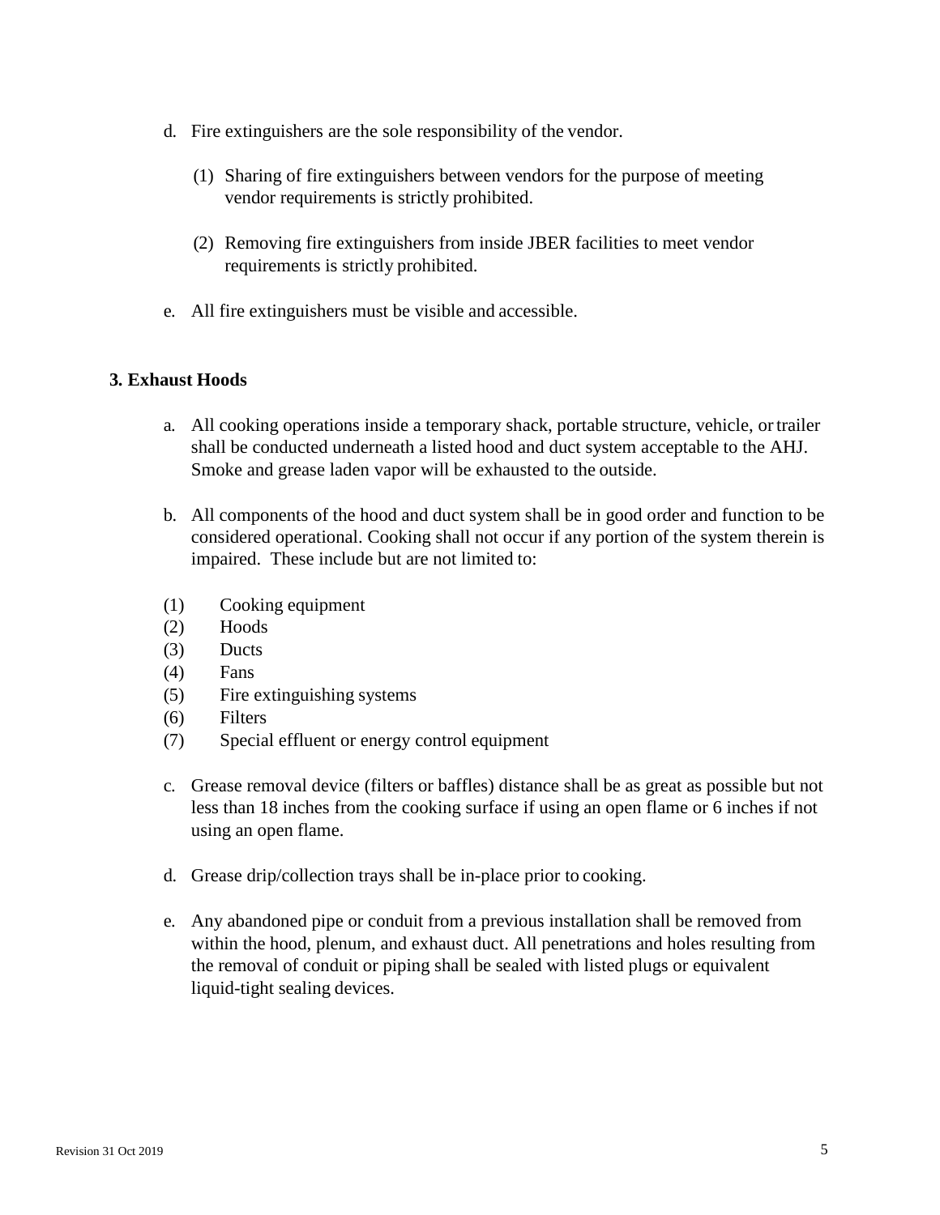d. Fire extinguishers are the sole responsibility of the vendor.

   (1) Sharing of fire extinguishers between vendors for the purpose of meeting vendor requirements is strictly prohibited.

   (2) Removing fire extinguishers from inside JBER facilities to meet vendor requirements is strictly prohibited.

e. All fire extinguishers must be visible and accessible.

**3. Exhaust Hoods**

a. All cooking operations inside a temporary shack, portable structure, vehicle, or trailer shall be conducted underneath a listed hood and duct system acceptable to the AHJ. Smoke and grease laden vapor will be exhausted to the outside.

b. All components of the hood and duct system shall be in good order and function to be considered operational. Cooking shall not occur if any portion of the system therein is impaired. These include but are not limited to:

(1) Cooking equipment
(2) Hoods
(3) Ducts
(4) Fans
(5) Fire extinguishing systems
(6) Filters
(7) Special effluent or energy control equipment

c. Grease removal device (filters or baffles) distance shall be as great as possible but not less than 18 inches from the cooking surface if using an open flame or 6 inches if not using an open flame.

d. Grease drip/collection trays shall be in-place prior to cooking.

e. Any abandoned pipe or conduit from a previous installation shall be removed from within the hood, plenum, and exhaust duct. All penetrations and holes resulting from the removal of conduit or piping shall be sealed with listed plugs or equivalent liquid-tight sealing devices.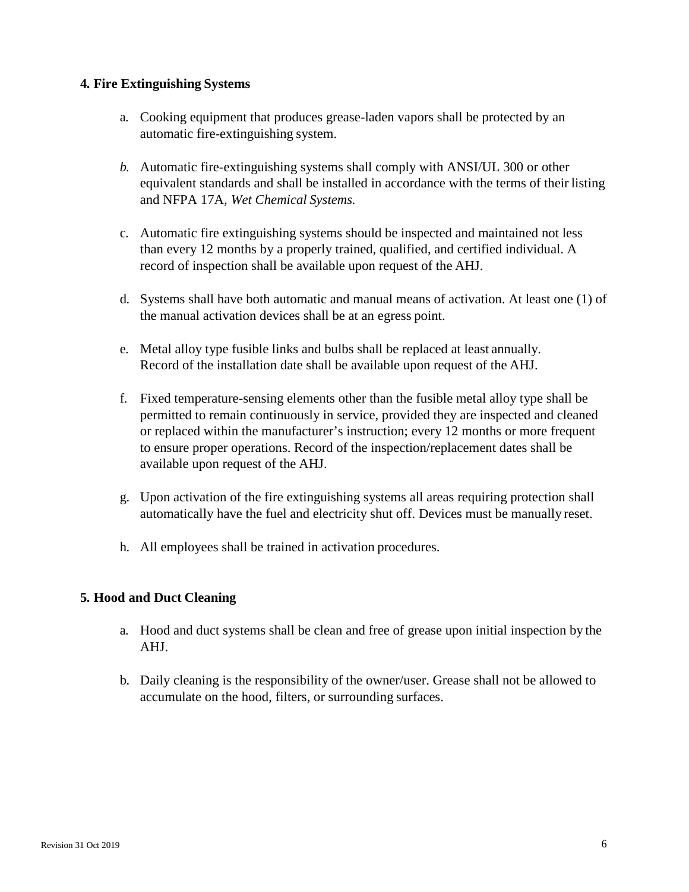**4. Fire Extinguishing Systems**

a. Cooking equipment that produces grease-laden vapors shall be protected by an automatic fire-extinguishing system.

*b.* Automatic fire-extinguishing systems shall comply with ANSI/UL 300 or other equivalent standards and shall be installed in accordance with the terms of their listing and NFPA 17A, *Wet Chemical Systems.*

c. Automatic fire extinguishing systems should be inspected and maintained not less than every 12 months by a properly trained, qualified, and certified individual. A record of inspection shall be available upon request of the AHJ.

d. Systems shall have both automatic and manual means of activation. At least one (1) of the manual activation devices shall be at an egress point.

e. Metal alloy type fusible links and bulbs shall be replaced at least annually. Record of the installation date shall be available upon request of the AHJ.

f. Fixed temperature-sensing elements other than the fusible metal alloy type shall be permitted to remain continuously in service, provided they are inspected and cleaned or replaced within the manufacturer's instruction; every 12 months or more frequent to ensure proper operations. Record of the inspection/replacement dates shall be available upon request of the AHJ.

g. Upon activation of the fire extinguishing systems all areas requiring protection shall automatically have the fuel and electricity shut off. Devices must be manually reset.

h. All employees shall be trained in activation procedures.

**5. Hood and Duct Cleaning**

a. Hood and duct systems shall be clean and free of grease upon initial inspection by the AHJ.

b. Daily cleaning is the responsibility of the owner/user. Grease shall not be allowed to accumulate on the hood, filters, or surrounding surfaces.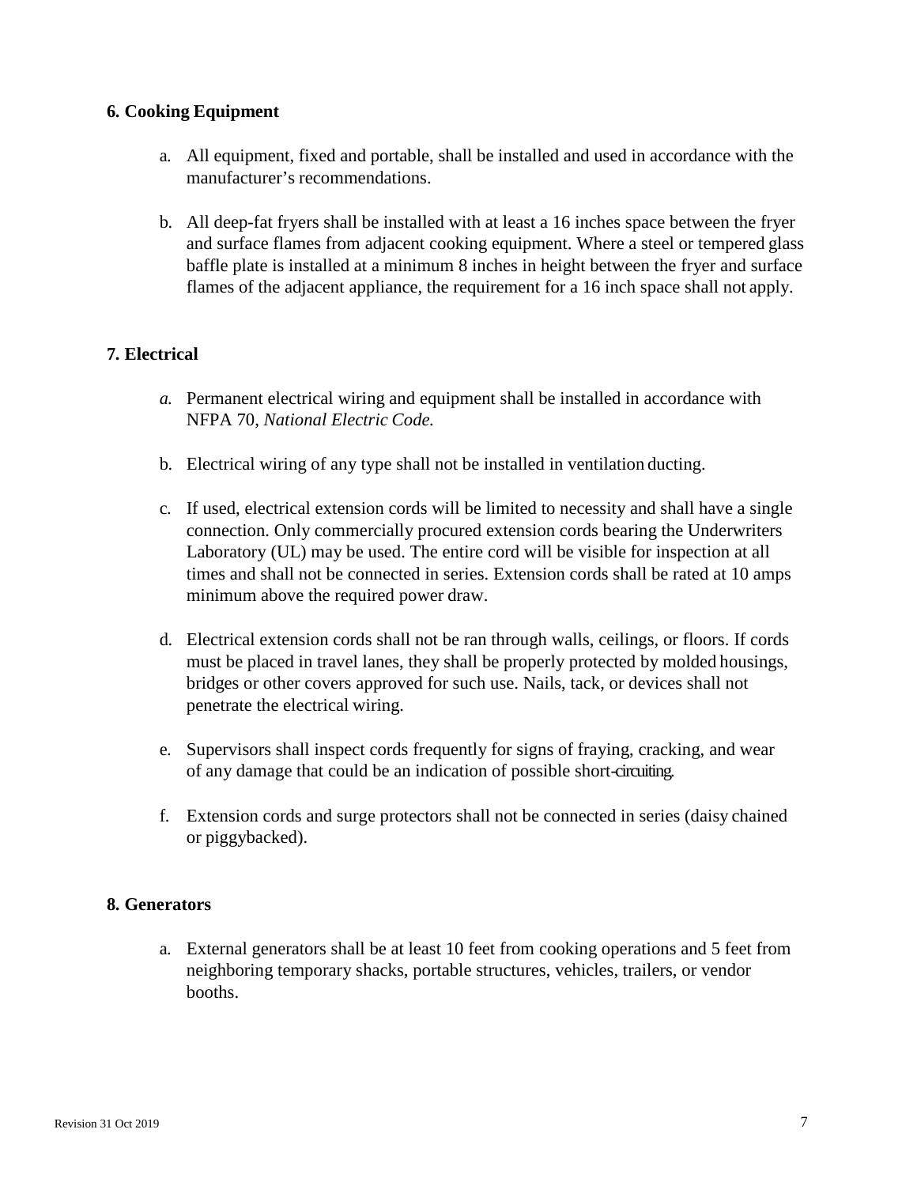### 6. Cooking Equipment

a. All equipment, fixed and portable, shall be installed and used in accordance with the manufacturer's recommendations.

b. All deep-fat fryers shall be installed with at least a 16 inches space between the fryer and surface flames from adjacent cooking equipment. Where a steel or tempered glass baffle plate is installed at a minimum 8 inches in height between the fryer and surface flames of the adjacent appliance, the requirement for a 16 inch space shall not apply.

### 7. Electrical

*a.* Permanent electrical wiring and equipment shall be installed in accordance with NFPA 70, *National Electric Code.*

b. Electrical wiring of any type shall not be installed in ventilation ducting.

c. If used, electrical extension cords will be limited to necessity and shall have a single connection. Only commercially procured extension cords bearing the Underwriters Laboratory (UL) may be used. The entire cord will be visible for inspection at all times and shall not be connected in series. Extension cords shall be rated at 10 amps minimum above the required power draw.

d. Electrical extension cords shall not be ran through walls, ceilings, or floors. If cords must be placed in travel lanes, they shall be properly protected by molded housings, bridges or other covers approved for such use. Nails, tack, or devices shall not penetrate the electrical wiring.

e. Supervisors shall inspect cords frequently for signs of fraying, cracking, and wear of any damage that could be an indication of possible short-circuiting.

f. Extension cords and surge protectors shall not be connected in series (daisy chained or piggybacked).

### 8. Generators

a. External generators shall be at least 10 feet from cooking operations and 5 feet from neighboring temporary shacks, portable structures, vehicles, trailers, or vendor booths.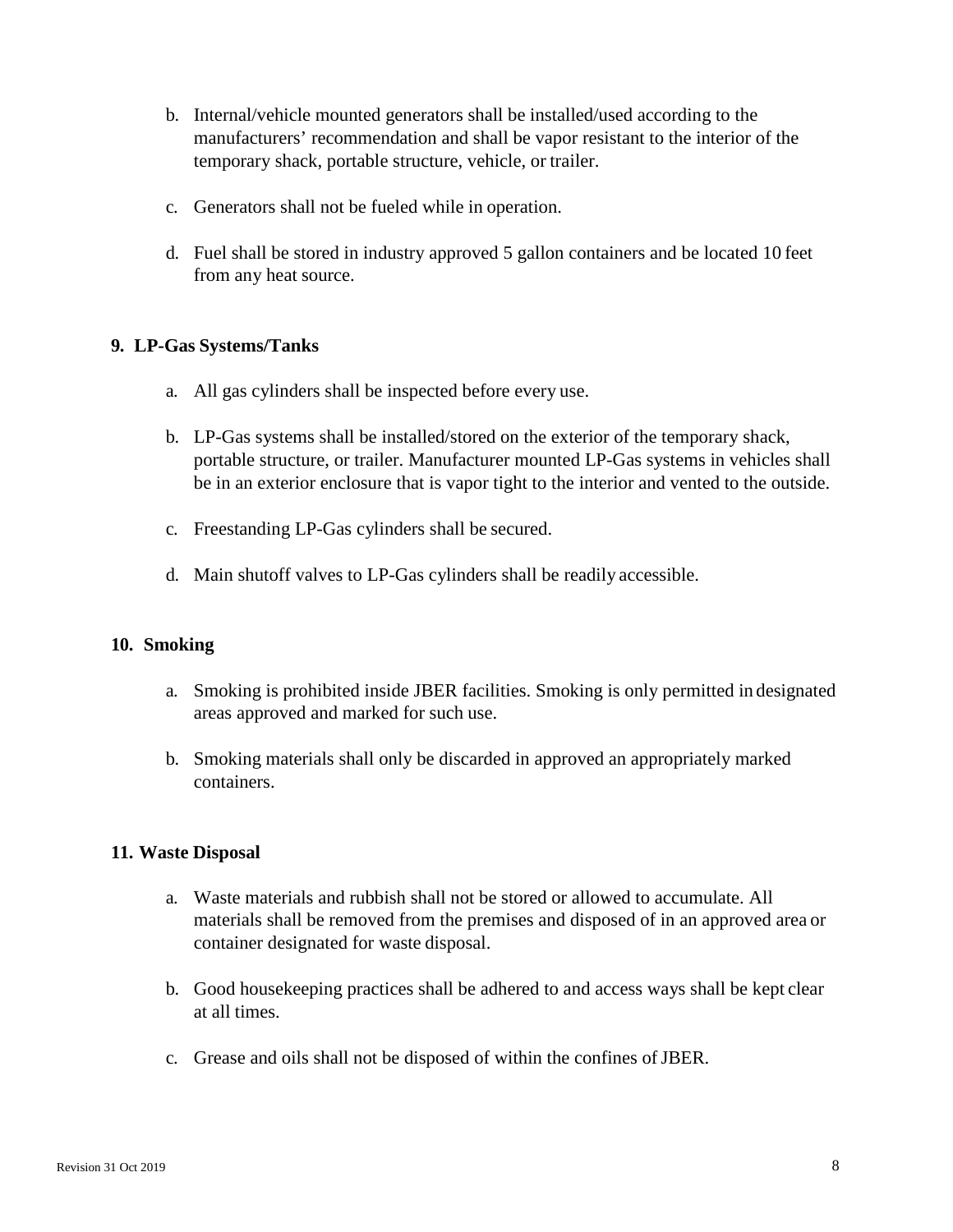b. Internal/vehicle mounted generators shall be installed/used according to the manufacturers' recommendation and shall be vapor resistant to the interior of the temporary shack, portable structure, vehicle, or trailer.

c. Generators shall not be fueled while in operation.

d. Fuel shall be stored in industry approved 5 gallon containers and be located 10 feet from any heat source.

**9. LP-Gas Systems/Tanks**

a. All gas cylinders shall be inspected before every use.

b. LP-Gas systems shall be installed/stored on the exterior of the temporary shack, portable structure, or trailer. Manufacturer mounted LP-Gas systems in vehicles shall be in an exterior enclosure that is vapor tight to the interior and vented to the outside.

c. Freestanding LP-Gas cylinders shall be secured.

d. Main shutoff valves to LP-Gas cylinders shall be readily accessible.

**10. Smoking**

a. Smoking is prohibited inside JBER facilities. Smoking is only permitted in designated areas approved and marked for such use.

b. Smoking materials shall only be discarded in approved an appropriately marked containers.

**11. Waste Disposal**

a. Waste materials and rubbish shall not be stored or allowed to accumulate. All materials shall be removed from the premises and disposed of in an approved area or container designated for waste disposal.

b. Good housekeeping practices shall be adhered to and access ways shall be kept clear at all times.

c. Grease and oils shall not be disposed of within the confines of JBER.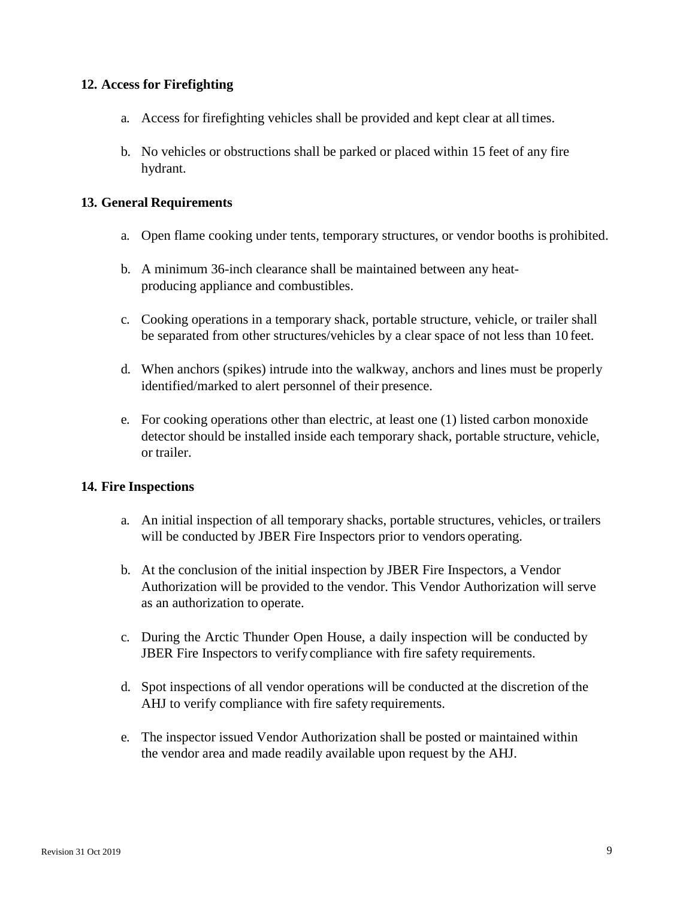**12. Access for Firefighting**

a. Access for firefighting vehicles shall be provided and kept clear at all times.

b. No vehicles or obstructions shall be parked or placed within 15 feet of any fire hydrant.

**13. General Requirements**

a. Open flame cooking under tents, temporary structures, or vendor booths is prohibited.

b. A minimum 36-inch clearance shall be maintained between any heat-producing appliance and combustibles.

c. Cooking operations in a temporary shack, portable structure, vehicle, or trailer shall be separated from other structures/vehicles by a clear space of not less than 10 feet.

d. When anchors (spikes) intrude into the walkway, anchors and lines must be properly identified/marked to alert personnel of their presence.

e. For cooking operations other than electric, at least one (1) listed carbon monoxide detector should be installed inside each temporary shack, portable structure, vehicle, or trailer.

**14. Fire Inspections**

a. An initial inspection of all temporary shacks, portable structures, vehicles, or trailers will be conducted by JBER Fire Inspectors prior to vendors operating.

b. At the conclusion of the initial inspection by JBER Fire Inspectors, a Vendor Authorization will be provided to the vendor. This Vendor Authorization will serve as an authorization to operate.

c. During the Arctic Thunder Open House, a daily inspection will be conducted by JBER Fire Inspectors to verify compliance with fire safety requirements.

d. Spot inspections of all vendor operations will be conducted at the discretion of the AHJ to verify compliance with fire safety requirements.

e. The inspector issued Vendor Authorization shall be posted or maintained within the vendor area and made readily available upon request by the AHJ.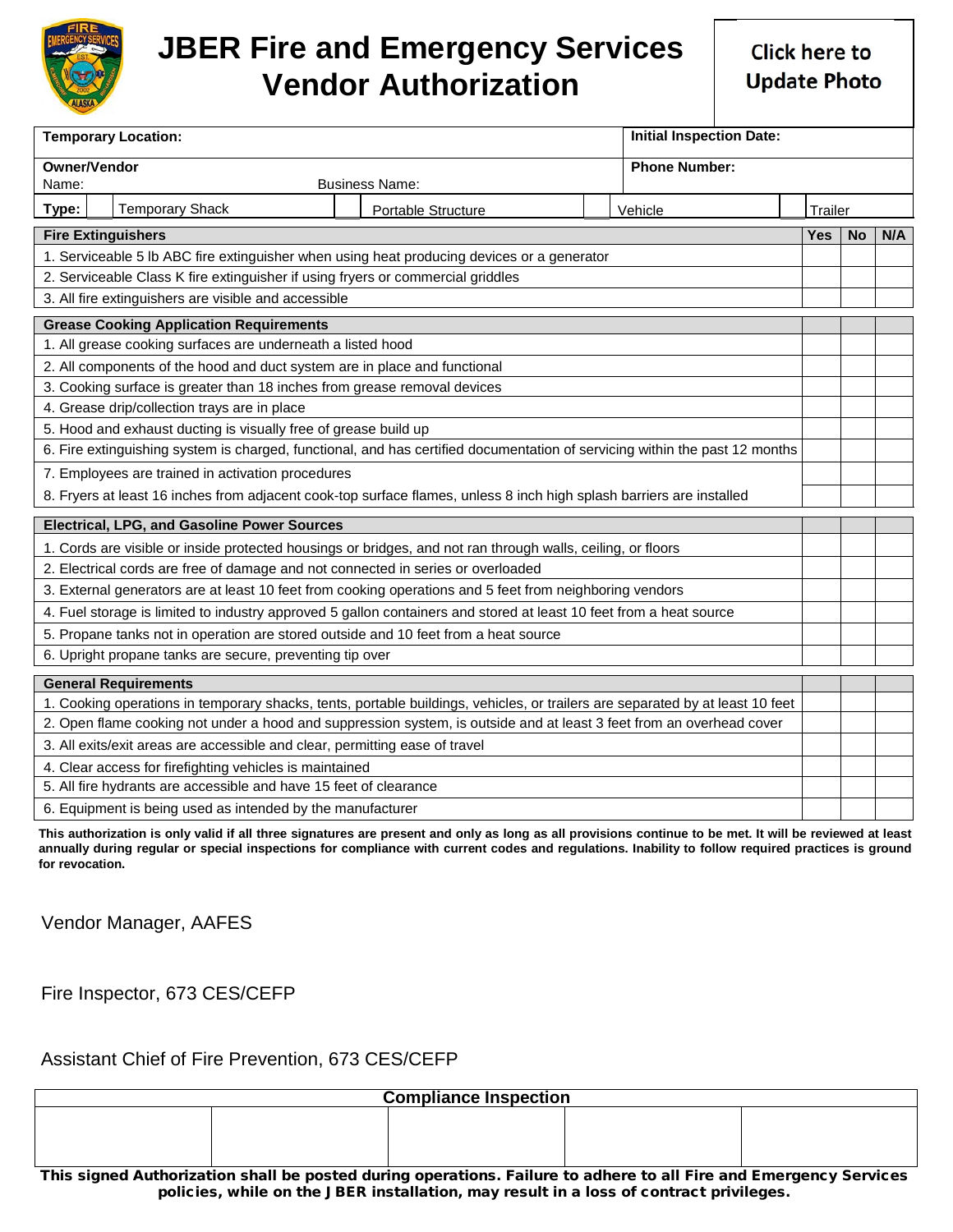# JBER Fire and Emergency Services Vendor Authorization

Click here to Update Photo

| | |
|---|---|
| **Temporary Location:** | **Initial Inspection Date:** |
| **Owner/Vendor** Name: Business Name: | **Phone Number:** |

**Type:** ☐ Temporary Shack ☐ Portable Structure ☐ Vehicle ☐ Trailer

| **Fire Extinguishers** | **Yes** | **No** | **N/A** |
|---|---|---|---|
| 1. Serviceable 5 lb ABC fire extinguisher when using heat producing devices or a generator | | | |
| 2. Serviceable Class K fire extinguisher if using fryers or commercial griddles | | | |
| 3. All fire extinguishers are visible and accessible | | | |

| **Grease Cooking Application Requirements** | | | |
|---|---|---|---|
| 1. All grease cooking surfaces are underneath a listed hood | | | |
| 2. All components of the hood and duct system are in place and functional | | | |
| 3. Cooking surface is greater than 18 inches from grease removal devices | | | |
| 4. Grease drip/collection trays are in place | | | |
| 5. Hood and exhaust ducting is visually free of grease build up | | | |
| 6. Fire extinguishing system is charged, functional, and has certified documentation of servicing within the past 12 months | | | |
| 7. Employees are trained in activation procedures | | | |
| 8. Fryers at least 16 inches from adjacent cook-top surface flames, unless 8 inch high splash barriers are installed | | | |

| **Electrical, LPG, and Gasoline Power Sources** | | | |
|---|---|---|---|
| 1. Cords are visible or inside protected housings or bridges, and not ran through walls, ceiling, or floors | | | |
| 2. Electrical cords are free of damage and not connected in series or overloaded | | | |
| 3. External generators are at least 10 feet from cooking operations and 5 feet from neighboring vendors | | | |
| 4. Fuel storage is limited to industry approved 5 gallon containers and stored at least 10 feet from a heat source | | | |
| 5. Propane tanks not in operation are stored outside and 10 feet from a heat source | | | |
| 6. Upright propane tanks are secure, preventing tip over | | | |

| **General Requirements** | | | |
|---|---|---|---|
| 1. Cooking operations in temporary shacks, tents, portable buildings, vehicles, or trailers are separated by at least 10 feet | | | |
| 2. Open flame cooking not under a hood and suppression system, is outside and at least 3 feet from an overhead cover | | | |
| 3. All exits/exit areas are accessible and clear, permitting ease of travel | | | |
| 4. Clear access for firefighting vehicles is maintained | | | |
| 5. All fire hydrants are accessible and have 15 feet of clearance | | | |
| 6. Equipment is being used as intended by the manufacturer | | | |

**This authorization is only valid if all three signatures are present and only as long as all provisions continue to be met. It will be reviewed at least annually during regular or special inspections for compliance with current codes and regulations. Inability to follow required practices is ground for revocation.**

Vendor Manager, AAFES

Fire Inspector, 673 CES/CEFP

Assistant Chief of Fire Prevention, 673 CES/CEFP

| **Compliance Inspection** | | | | |
|---|---|---|---|---|
| | | | | |

**This signed Authorization shall be posted during operations. Failure to adhere to all Fire and Emergency Services policies, while on the JBER installation, may result in a loss of contract privileges.**